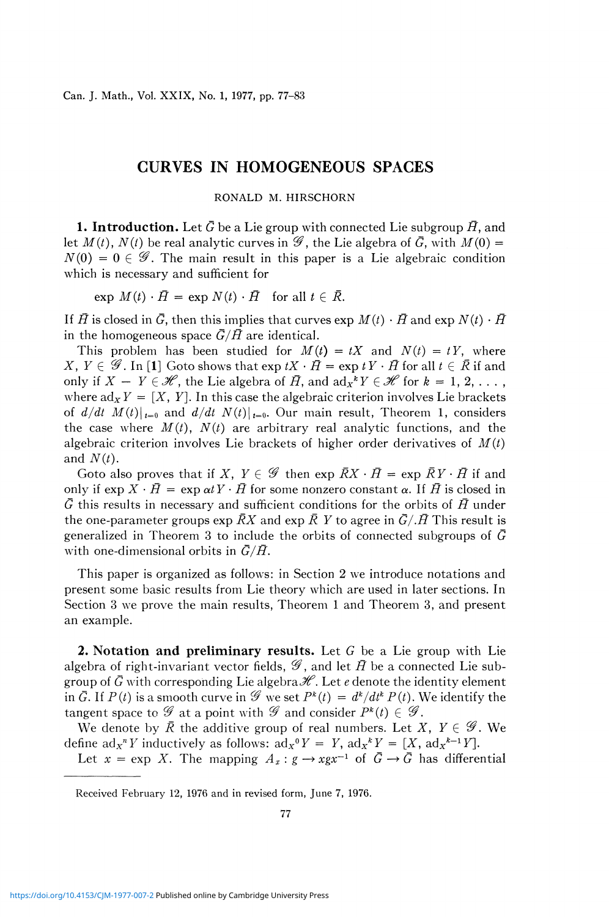# CURVES IN HOMOGENEOUS SPACES

RONALD M. HIRSCHORN

**1. Introduction.** Let $\bar{G}$ be a Lie group with connected Lie subgroup $\bar{H}$, and let $M(t)$, $N(t)$ be real analytic curves in $\mathscr{G}$, the Lie algebra of $\bar{G}$, with $M(0) = N(0) = 0 \in \mathscr{G}$. The main result in this paper is a Lie algebraic condition which is necessary and sufficient for

$$\exp M(t) \cdot \bar{H} = \exp N(t) \cdot \bar{H} \quad \text{for all } t \in \bar{R}.$$

If $\bar{H}$ is closed in $\bar{G}$, then this implies that curves $\exp M(t) \cdot \bar{H}$ and $\exp N(t) \cdot \bar{H}$ in the homogeneous space $\bar{G}/\bar{H}$ are identical.

This problem has been studied for $M(t) = tX$ and $N(t) = tY$, where $X, Y \in \mathscr{G}$. In [1] Goto shows that $\exp tX \cdot \bar{H} = \exp tY \cdot \bar{H}$ for all $t \in \bar{R}$ if and only if $X - Y \in \mathscr{H}$, the Lie algebra of $\bar{H}$, and $\mathrm{ad}_X{}^k Y \in \mathscr{H}$ for $k = 1, 2, \ldots$, where $\mathrm{ad}_X Y = [X, Y]$. In this case the algebraic criterion involves Lie brackets of $d/dt\ M(t)|_{t=0}$ and $d/dt\ N(t)|_{t=0}$. Our main result, Theorem 1, considers the case where $M(t)$, $N(t)$ are arbitrary real analytic functions, and the algebraic criterion involves Lie brackets of higher order derivatives of $M(t)$ and $N(t)$.

Goto also proves that if $X, Y \in \mathscr{G}$ then $\exp \bar{R}X \cdot \bar{H} = \exp \bar{R}Y \cdot \bar{H}$ if and only if $\exp X \cdot \bar{H} = \exp \alpha t Y \cdot \bar{H}$ for some nonzero constant $\alpha$. If $\bar{H}$ is closed in $\bar{G}$ this results in necessary and sufficient conditions for the orbits of $\bar{H}$ under the one-parameter groups $\exp \bar{R}X$ and $\exp \bar{R}\ Y$ to agree in $\bar{G}/.\bar{H}$ This result is generalized in Theorem 3 to include the orbits of connected subgroups of $\bar{G}$ with one-dimensional orbits in $\bar{G}/\bar{H}$.

This paper is organized as follows: in Section 2 we introduce notations and present some basic results from Lie theory which are used in later sections. In Section 3 we prove the main results, Theorem 1 and Theorem 3, and present an example.

**2. Notation and preliminary results.** Let $G$ be a Lie group with Lie algebra of right-invariant vector fields, $\mathscr{G}$, and let $\bar{H}$ be a connected Lie subgroup of $\bar{G}$ with corresponding Lie algebra $\mathscr{H}$. Let $e$ denote the identity element in $\bar{G}$. If $P(t)$ is a smooth curve in $\mathscr{G}$ we set $P^k(t) = d^k/dt^k\ P(t)$. We identify the tangent space to $\mathscr{G}$ at a point with $\mathscr{G}$ and consider $P^k(t) \in \mathscr{G}$.

We denote by $\bar{R}$ the additive group of real numbers. Let $X, Y \in \mathscr{G}$. We define $\mathrm{ad}_X{}^n Y$ inductively as follows: $\mathrm{ad}_X{}^0 Y = Y$, $\mathrm{ad}_X{}^k Y = [X, \mathrm{ad}_X{}^{k-1} Y]$.

Let $x = \exp X$. The mapping $A_x : g \to xgx^{-1}$ of $\bar{G} \to \bar{G}$ has differential

Received February 12, 1976 and in revised form, June 7, 1976.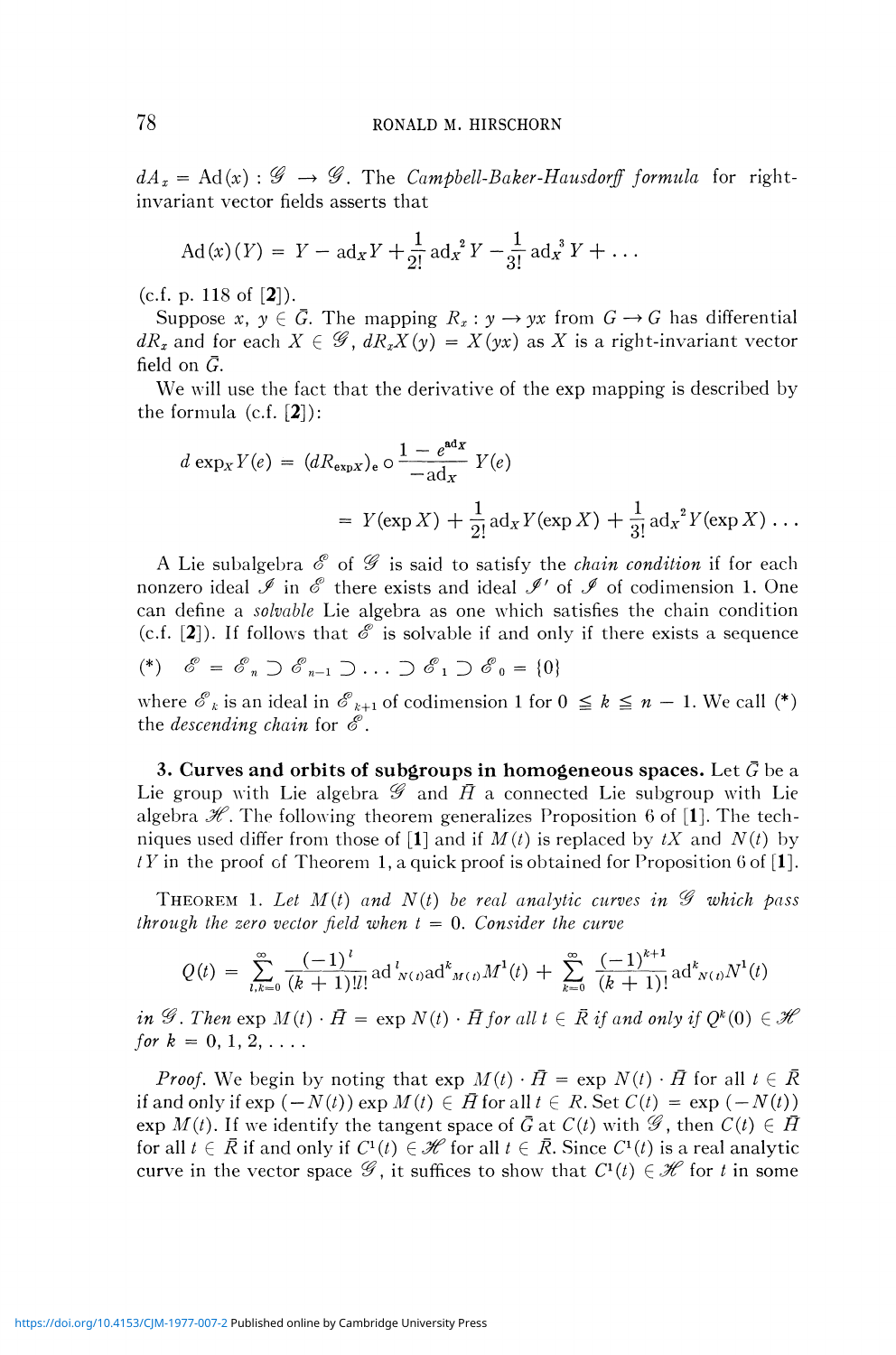$dA_x = \mathrm{Ad}(x) : \mathscr{G} \to \mathscr{G}$. The *Campbell-Baker-Hausdorff formula* for right-invariant vector fields asserts that

$$\mathrm{Ad}(x)(Y) = Y - \mathrm{ad}_X Y + \frac{1}{2!}\mathrm{ad}_X{}^2 Y - \frac{1}{3!}\mathrm{ad}_X{}^3 Y + \dots$$

(c.f. p. 118 of [**2**]).

Suppose $x, y \in \bar{G}$. The mapping $R_x : y \to yx$ from $G \to G$ has differential $dR_x$ and for each $X \in \mathscr{G}$, $dR_x X(y) = X(yx)$ as $X$ is a right-invariant vector field on $\bar{G}$.

We will use the fact that the derivative of the exp mapping is described by the formula (c.f. [**2**]):

$$d\exp_X Y(e) = (dR_{\exp X})_e \circ \frac{1 - e^{\mathrm{ad}X}}{-\mathrm{ad}_X} Y(e)$$

$$= Y(\exp X) + \frac{1}{2!}\mathrm{ad}_X Y(\exp X) + \frac{1}{3!}\mathrm{ad}_X{}^2 Y(\exp X) \dots$$

A Lie subalgebra $\mathscr{E}$ of $\mathscr{G}$ is said to satisfy the *chain condition* if for each nonzero ideal $\mathscr{I}$ in $\mathscr{E}$ there exists and ideal $\mathscr{I}'$ of $\mathscr{I}$ of codimension 1. One can define a *solvable* Lie algebra as one which satisfies the chain condition (c.f. [**2**]). If follows that $\mathscr{E}$ is solvable if and only if there exists a sequence

$$(*) \quad \mathscr{E} = \mathscr{E}_n \supset \mathscr{E}_{n-1} \supset \dots \supset \mathscr{E}_1 \supset \mathscr{E}_0 = \{0\}$$

where $\mathscr{E}_k$ is an ideal in $\mathscr{E}_{k+1}$ of codimension 1 for $0 \leqq k \leqq n - 1$. We call (*) the *descending chain* for $\mathscr{E}$.

## 3. Curves and orbits of subgroups in homogeneous spaces.

Let $\bar{G}$ be a Lie group with Lie algebra $\mathscr{G}$ and $\bar{H}$ a connected Lie subgroup with Lie algebra $\mathscr{H}$. The following theorem generalizes Proposition 6 of [**1**]. The techniques used differ from those of [**1**] and if $M(t)$ is replaced by $tX$ and $N(t)$ by $tY$ in the proof of Theorem 1, a quick proof is obtained for Proposition 6 of [**1**].

THEOREM 1. *Let $M(t)$ and $N(t)$ be real analytic curves in $\mathscr{G}$ which pass through the zero vector field when $t = 0$. Consider the curve*

$$Q(t) = \sum_{l,k=0}^{\infty} \frac{(-1)^l}{(k+1)!l!} \mathrm{ad}^l{}_{N(t)} \mathrm{ad}^k{}_{M(t)} M^1(t) + \sum_{k=0}^{\infty} \frac{(-1)^{k+1}}{(k+1)!} \mathrm{ad}^k{}_{N(t)} N^1(t)$$

*in $\mathscr{G}$. Then $\exp M(t) \cdot \bar{H} = \exp N(t) \cdot \bar{H}$ for all $t \in \bar{R}$ if and only if $Q^k(0) \in \mathscr{H}$ for $k = 0, 1, 2, \dots$.*

*Proof.* We begin by noting that $\exp M(t) \cdot \bar{H} = \exp N(t) \cdot \bar{H}$ for all $t \in \bar{R}$ if and only if $\exp(-N(t)) \exp M(t) \in \bar{H}$ for all $t \in R$. Set $C(t) = \exp(-N(t)) \exp M(t)$. If we identify the tangent space of $\bar{G}$ at $C(t)$ with $\mathscr{G}$, then $C(t) \in \bar{H}$ for all $t \in \bar{R}$ if and only if $C^1(t) \in \mathscr{H}$ for all $t \in \bar{R}$. Since $C^1(t)$ is a real analytic curve in the vector space $\mathscr{G}$, it suffices to show that $C^1(t) \in \mathscr{H}$ for $t$ in some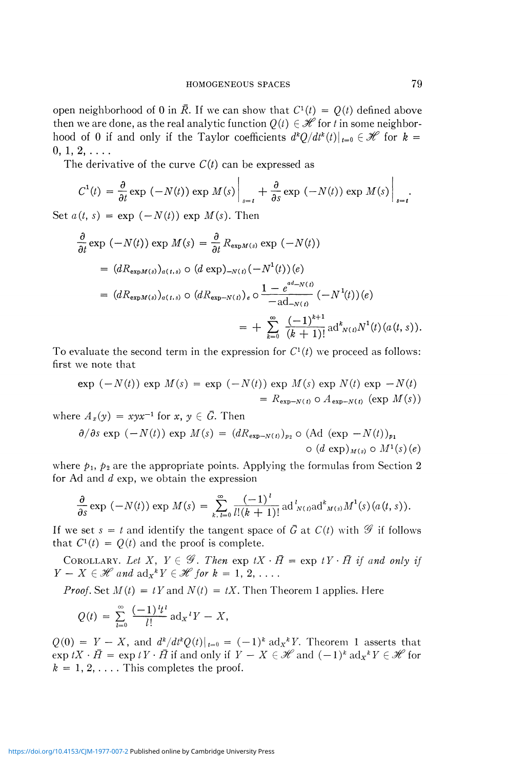open neighborhood of 0 in $\bar{R}$. If we can show that $C^1(t) = Q(t)$ defined above then we are done, as the real analytic function $Q(t) \in \mathscr{H}$ for $t$ in some neighborhood of 0 if and only if the Taylor coefficients $d^kQ/dt^k(t)|_{t=0} \in \mathscr{H}$ for $k = 0, 1, 2, \ldots$.

The derivative of the curve $C(t)$ can be expressed as

$$C^1(t) = \frac{\partial}{\partial t} \exp(-N(t)) \exp M(s)\bigg|_{s=t} + \frac{\partial}{\partial s} \exp(-N(t)) \exp M(s)\bigg|_{s=t}.$$

Set $a(t, s) = \exp(-N(t)) \exp M(s)$. Then

$$\begin{aligned}
\frac{\partial}{\partial t} \exp(-N(t)) \exp M(s) &= \frac{\partial}{\partial t} R_{\exp M(s)} \exp(-N(t)) \\
&= (dR_{\exp M(s)})_{a(t,s)} \circ (d \exp)_{-N(t)}(-N^1(t))(e) \\
&= (dR_{\exp M(s)})_{a(t,s)} \circ (dR_{\exp -N(t)})_e \circ \frac{1 - e^{ad_{-N(t)}}}{-\mathrm{ad}_{-N(t)}} (-N^1(t))(e) \\
&= + \sum_{k=0}^{\infty} \frac{(-1)^{k+1}}{(k+1)!} \mathrm{ad}^k{}_{N(t)} N^1(t)(a(t,s)).
\end{aligned}$$

To evaluate the second term in the expression for $C^1(t)$ we proceed as follows: first we note that

$$\begin{aligned}
\exp(-N(t)) \exp M(s) &= \exp(-N(t)) \exp M(s) \exp N(t) \exp -N(t) \\
&= R_{\exp -N(t)} \circ A_{\exp -N(t)} (\exp M(s))
\end{aligned}$$

where $A_x(y) = xyx^{-1}$ for $x, y \in \bar{G}$. Then

$$\begin{aligned}
\partial/\partial s \exp(-N(t)) \exp M(s) = (dR_{\exp -N(t)})_{p_2} &\circ (\mathrm{Ad}(\exp -N(t))_{p_1} \\
&\circ (d \exp)_{M(s)} \circ M^1(s)(e)
\end{aligned}$$

where $p_1, p_2$ are the appropriate points. Applying the formulas from Section 2 for Ad and $d$ exp, we obtain the expression

$$\frac{\partial}{\partial s} \exp(-N(t)) \exp M(s) = \sum_{k,l=0}^{\infty} \frac{(-1)^l}{l!(k+1)!} \mathrm{ad}^l{}_{N(t)} \mathrm{ad}^k{}_{M(s)} M^1(s)(a(t,s)).$$

If we set $s = t$ and identify the tangent space of $\bar{G}$ at $C(t)$ with $\mathscr{G}$ if follows that $C^1(t) = Q(t)$ and the proof is complete.

COROLLARY. *Let $X, Y \in \mathscr{G}$. Then $\exp tX \cdot \bar{H} = \exp tY \cdot \bar{H}$ if and only if $Y - X \in \mathscr{H}$ and $\mathrm{ad}_X{}^k Y \in \mathscr{H}$ for $k = 1, 2, \ldots$.*

*Proof.* Set $M(t) = tY$ and $N(t) = tX$. Then Theorem 1 applies. Here

$$Q(t) = \sum_{l=0}^{\infty} \frac{(-1)^l t^l}{l!} \mathrm{ad}_X{}^l Y - X,$$

$Q(0) = Y - X$, and $d^k/dt^k Q(t)|_{t=0} = (-1)^k \mathrm{ad}_X{}^k Y$. Theorem 1 asserts that $\exp tX \cdot \bar{H} = \exp tY \cdot \bar{H}$ if and only if $Y - X \in \mathscr{H}$ and $(-1)^k \mathrm{ad}_X{}^k Y \in \mathscr{H}$ for $k = 1, 2, \ldots$. This completes the proof.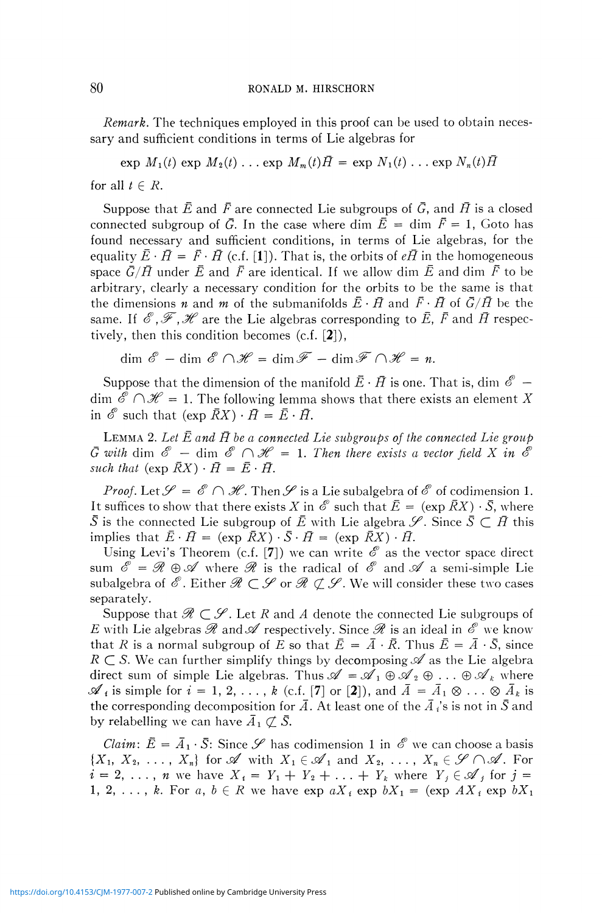*Remark.* The techniques employed in this proof can be used to obtain necessary and sufficient conditions in terms of Lie algebras for

$$\exp M_1(t) \exp M_2(t) \ldots \exp M_m(t)\bar{H} = \exp N_1(t) \ldots \exp N_n(t)\bar{H}$$

for all $t \in R$.

Suppose that $\bar{E}$ and $\bar{F}$ are connected Lie subgroups of $\bar{G}$, and $\bar{H}$ is a closed connected subgroup of $\bar{G}$. In the case where $\dim \bar{E} = \dim \bar{F} = 1$, Goto has found necessary and sufficient conditions, in terms of Lie algebras, for the equality $\bar{E} \cdot \bar{H} = \bar{F} \cdot \bar{H}$ (c.f. [**1**]). That is, the orbits of $e\bar{H}$ in the homogeneous space $\bar{G}/\bar{H}$ under $\bar{E}$ and $\bar{F}$ are identical. If we allow $\dim \bar{E}$ and $\dim \bar{F}$ to be arbitrary, clearly a necessary condition for the orbits to be the same is that the dimensions $n$ and $m$ of the submanifolds $\bar{E} \cdot \bar{H}$ and $\bar{F} \cdot \bar{H}$ of $\bar{G}/\bar{H}$ be the same. If $\mathscr{E}, \mathscr{F}, \mathscr{H}$ are the Lie algebras corresponding to $\bar{E}$, $\bar{F}$ and $\bar{H}$ respectively, then this condition becomes (c.f. [**2**]),

$$\dim \mathscr{E} - \dim \mathscr{E} \cap \mathscr{H} = \dim \mathscr{F} - \dim \mathscr{F} \cap \mathscr{H} = n.$$

Suppose that the dimension of the manifold $\bar{E} \cdot \bar{H}$ is one. That is, $\dim \mathscr{E} - \dim \mathscr{E} \cap \mathscr{H} = 1$. The following lemma shows that there exists an element $X$ in $\mathscr{E}$ such that $(\exp \bar{R}X) \cdot \bar{H} = \bar{E} \cdot \bar{H}$.

LEMMA 2. *Let $\bar{E}$ and $\bar{H}$ be a connected Lie subgroups of the connected Lie group $\bar{G}$ with $\dim \mathscr{E} - \dim \mathscr{E} \cap \mathscr{H} = 1$. Then there exists a vector field $X$ in $\mathscr{E}$ such that $(\exp \bar{R}X) \cdot \bar{H} = \bar{E} \cdot \bar{H}$.*

*Proof.* Let $\mathscr{S} = \mathscr{E} \cap \mathscr{H}$. Then $\mathscr{S}$ is a Lie subalgebra of $\mathscr{E}$ of codimension 1. It suffices to show that there exists $X$ in $\mathscr{E}$ such that $\bar{E} = (\exp \bar{R}X) \cdot \bar{S}$, where $\bar{S}$ is the connected Lie subgroup of $\bar{E}$ with Lie algebra $\mathscr{S}$. Since $\bar{S} \subset \bar{H}$ this implies that $\bar{E} \cdot \bar{H} = (\exp \bar{R}X) \cdot \bar{S} \cdot \bar{H} = (\exp \bar{R}X) \cdot \bar{H}$.

Using Levi's Theorem (c.f. [**7**]) we can write $\mathscr{E}$ as the vector space direct sum $\mathscr{E} = \mathscr{R} \oplus \mathscr{A}$ where $\mathscr{R}$ is the radical of $\mathscr{E}$ and $\mathscr{A}$ a semi-simple Lie subalgebra of $\mathscr{E}$. Either $\mathscr{R} \subset \mathscr{S}$ or $\mathscr{R} \not\subset \mathscr{S}$. We will consider these two cases separately.

Suppose that $\mathscr{R} \subset \mathscr{S}$. Let $R$ and $A$ denote the connected Lie subgroups of $E$ with Lie algebras $\mathscr{R}$ and $\mathscr{A}$ respectively. Since $\mathscr{R}$ is an ideal in $\mathscr{E}$ we know that $R$ is a normal subgroup of $E$ so that $\bar{E} = \bar{A} \cdot \bar{R}$. Thus $\bar{E} = \bar{A} \cdot \bar{S}$, since $R \subset S$. We can further simplify things by decomposing $\mathscr{A}$ as the Lie algebra direct sum of simple Lie algebras. Thus $\mathscr{A} = \mathscr{A}_1 \oplus \mathscr{A}_2 \oplus \ldots \oplus \mathscr{A}_k$ where $\mathscr{A}_i$ is simple for $i = 1, 2, \ldots, k$ (c.f. [**7**] or [**2**]), and $\bar{A} = \bar{A}_1 \otimes \ldots \otimes \bar{A}_k$ is the corresponding decomposition for $\bar{A}$. At least one of the $\bar{A}_i$'s is not in $\bar{S}$ and by relabelling we can have $\bar{A}_1 \not\subset \bar{S}$.

*Claim*: $\bar{E} = \bar{A}_1 \cdot \bar{S}$: Since $\mathscr{S}$ has codimension 1 in $\mathscr{E}$ we can choose a basis $\{X_1, X_2, \ldots, X_n\}$ for $\mathscr{A}$ with $X_1 \in \mathscr{A}_1$ and $X_2, \ldots, X_n \in \mathscr{S} \cap \mathscr{A}$. For $i = 2, \ldots, n$ we have $X_i = Y_1 + Y_2 + \ldots + Y_k$ where $Y_j \in \mathscr{A}_j$ for $j = 1, 2, \ldots, k$. For $a, b \in R$ we have $\exp aX_i \exp bX_1 = (\exp AX_i \exp bX_1$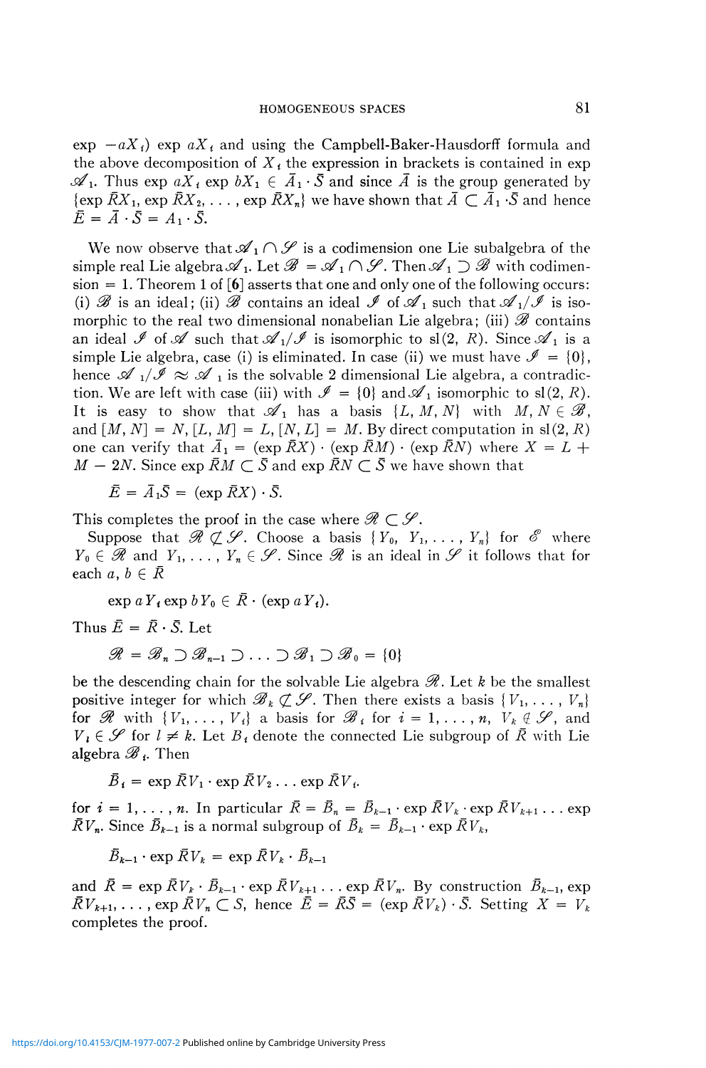$\exp -aX_i) \exp aX_i$ and using the Campbell-Baker-Hausdorff formula and the above decomposition of $X_i$ the expression in brackets is contained in $\exp \mathscr{A}_1$. Thus $\exp aX_i \exp bX_1 \in \bar{A}_1 \cdot \bar{S}$ and since $\bar{A}$ is the group generated by $\{\exp \bar{R}X_1, \exp \bar{R}X_2, \ldots, \exp \bar{R}X_n\}$ we have shown that $\bar{A} \subset \bar{A}_1 \cdot \bar{S}$ and hence $\bar{E} = \bar{A} \cdot \bar{S} = A_1 \cdot \bar{S}$.

We now observe that $\mathscr{A}_1 \cap \mathscr{S}$ is a codimension one Lie subalgebra of the simple real Lie algebra $\mathscr{A}_1$. Let $\mathscr{B} = \mathscr{A}_1 \cap \mathscr{S}$. Then $\mathscr{A}_1 \supset \mathscr{B}$ with codimension $= 1$. Theorem 1 of [**6**] asserts that one and only one of the following occurs: (i) $\mathscr{B}$ is an ideal; (ii) $\mathscr{B}$ contains an ideal $\mathscr{I}$ of $\mathscr{A}_1$ such that $\mathscr{A}_1/\mathscr{I}$ is isomorphic to the real two dimensional nonabelian Lie algebra; (iii) $\mathscr{B}$ contains an ideal $\mathscr{I}$ of $\mathscr{A}$ such that $\mathscr{A}_1/\mathscr{I}$ is isomorphic to $\mathrm{sl}(2, R)$. Since $\mathscr{A}_1$ is a simple Lie algebra, case (i) is eliminated. In case (ii) we must have $\mathscr{I} = \{0\}$, hence $\mathscr{A}_1/\mathscr{I} \approx \mathscr{A}_1$ is the solvable 2 dimensional Lie algebra, a contradiction. We are left with case (iii) with $\mathscr{I} = \{0\}$ and $\mathscr{A}_1$ isomorphic to $\mathrm{sl}(2, R)$. It is easy to show that $\mathscr{A}_1$ has a basis $\{L, M, N\}$ with $M, N \in \mathscr{B}$, and $[M, N] = N$, $[L, M] = L$, $[N, L] = M$. By direct computation in $\mathrm{sl}(2, R)$ one can verify that $\bar{A}_1 = (\exp \bar{R}X) \cdot (\exp \bar{R}M) \cdot (\exp \bar{R}N)$ where $X = L + M - 2N$. Since $\exp \bar{R}M \subset \bar{S}$ and $\exp \bar{R}N \subset \bar{S}$ we have shown that

$$\bar{E} = \bar{A}_1\bar{S} = (\exp \bar{R}X) \cdot \bar{S}.$$

This completes the proof in the case where $\mathscr{R} \subset \mathscr{S}$.

Suppose that $\mathscr{R} \not\subset \mathscr{S}$. Choose a basis $\{Y_0, Y_1, \ldots, Y_n\}$ for $\mathscr{E}$ where $Y_0 \in \mathscr{R}$ and $Y_1, \ldots, Y_n \in \mathscr{S}$. Since $\mathscr{R}$ is an ideal in $\mathscr{S}$ it follows that for each $a, b \in \bar{R}$

$$\exp aY_i \exp bY_0 \in \bar{R} \cdot (\exp aY_i).$$

Thus $\bar{E} = \bar{R} \cdot \bar{S}$. Let

$$\mathscr{R} = \mathscr{B}_n \supset \mathscr{B}_{n-1} \supset \ldots \supset \mathscr{B}_1 \supset \mathscr{B}_0 = \{0\}$$

be the descending chain for the solvable Lie algebra $\mathscr{R}$. Let $k$ be the smallest positive integer for which $\mathscr{B}_k \not\subset \mathscr{S}$. Then there exists a basis $\{V_1, \ldots, V_n\}$ for $\mathscr{R}$ with $\{V_1, \ldots, V_i\}$ a basis for $\mathscr{B}_i$ for $i = 1, \ldots, n$, $V_k \notin \mathscr{S}$, and $V_l \in \mathscr{S}$ for $l \neq k$. Let $B_i$ denote the connected Lie subgroup of $\bar{R}$ with Lie algebra $\mathscr{B}_i$. Then

$$\bar{B}_i = \exp \bar{R}V_1 \cdot \exp \bar{R}V_2 \ldots \exp \bar{R}V_i.$$

for $i = 1, \ldots, n$. In particular $\bar{R} = \bar{B}_n = \bar{B}_{k-1} \cdot \exp \bar{R}V_k \cdot \exp \bar{R}V_{k+1} \ldots \exp \bar{R}V_n$. Since $\bar{B}_{k-1}$ is a normal subgroup of $\bar{B}_k = \bar{B}_{k-1} \cdot \exp \bar{R}V_k$,

$$\bar{B}_{k-1} \cdot \exp \bar{R}V_k = \exp \bar{R}V_k \cdot \bar{B}_{k-1}$$

and $\bar{R} = \exp \bar{R}V_k \cdot \bar{B}_{k-1} \cdot \exp \bar{R}V_{k+1} \ldots \exp \bar{R}V_n$. By construction $\bar{B}_{k-1}$, $\exp \bar{R}V_{k+1}, \ldots, \exp \bar{R}V_n \subset S$, hence $\bar{E} = \bar{R}\bar{S} = (\exp \bar{R}V_k) \cdot \bar{S}$. Setting $X = V_k$ completes the proof.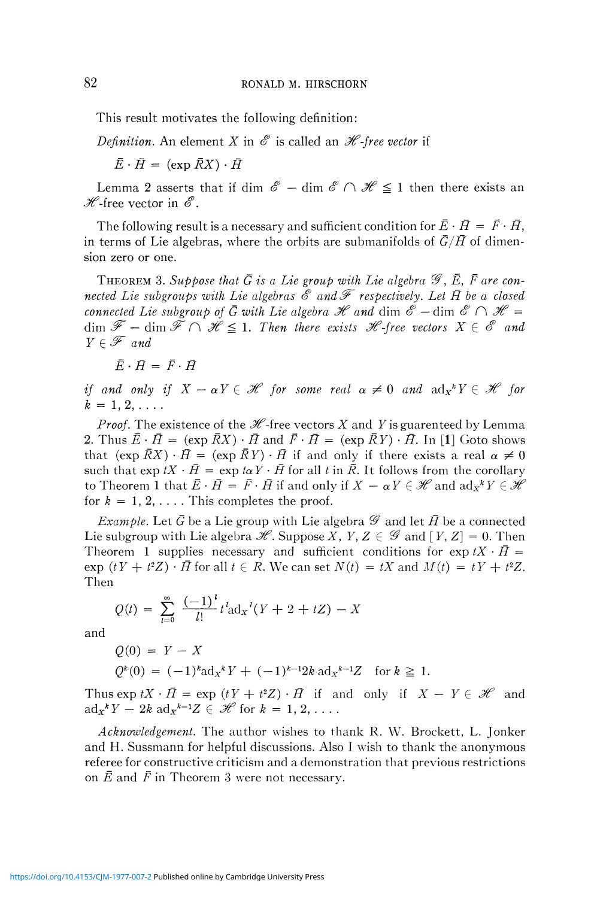This result motivates the following definition:

*Definition*. An element $X$ in $\mathscr{E}$ is called an *$\mathscr{H}$-free vector* if

$$\bar{E} \cdot \bar{H} = (\exp \bar{R}X) \cdot \bar{H}$$

Lemma 2 asserts that if $\dim \mathscr{E} - \dim \mathscr{E} \cap \mathscr{H} \leqq 1$ then there exists an $\mathscr{H}$-free vector in $\mathscr{E}$.

The following result is a necessary and sufficient condition for $\bar{E} \cdot \bar{H} = \bar{F} \cdot \bar{H}$, in terms of Lie algebras, where the orbits are submanifolds of $\bar{G}/\bar{H}$ of dimension zero or one.

THEOREM 3. *Suppose that $\bar{G}$ is a Lie group with Lie algebra $\mathscr{G}$, $\bar{E}$, $\bar{F}$ are connected Lie subgroups with Lie algebras $\mathscr{E}$ and $\mathscr{F}$ respectively. Let $\bar{H}$ be a closed connected Lie subgroup of $\bar{G}$ with Lie algebra $\mathscr{H}$ and $\dim \mathscr{E} - \dim \mathscr{E} \cap \mathscr{H} = \dim \mathscr{F} - \dim \mathscr{F} \cap \mathscr{H} \leqq 1$. Then there exists $\mathscr{H}$-free vectors $X \in \mathscr{E}$ and $Y \in \mathscr{F}$ and*

$$\bar{E} \cdot \bar{H} = \bar{F} \cdot \bar{H}$$

*if and only if $X - \alpha Y \in \mathscr{H}$ for some real $\alpha \neq 0$ and $\mathrm{ad}_X{}^k Y \in \mathscr{H}$ for $k = 1, 2, \ldots$.*

*Proof*. The existence of the $\mathscr{H}$-free vectors $X$ and $Y$ is guarenteed by Lemma 2. Thus $\bar{E} \cdot \bar{H} = (\exp \bar{R}X) \cdot \bar{H}$ and $\bar{F} \cdot \bar{H} = (\exp \bar{R}Y) \cdot \bar{H}$. In [**1**] Goto shows that $(\exp \bar{R}X) \cdot \bar{H} = (\exp \bar{R}Y) \cdot \bar{H}$ if and only if there exists a real $\alpha \neq 0$ such that $\exp tX \cdot \bar{H} = \exp t\alpha Y \cdot \bar{H}$ for all $t$ in $\bar{R}$. It follows from the corollary to Theorem 1 that $\bar{E} \cdot \bar{H} = \bar{F} \cdot \bar{H}$ if and only if $X - \alpha Y \in \mathscr{H}$ and $\mathrm{ad}_X{}^k Y \in \mathscr{H}$ for $k = 1, 2, \ldots$. This completes the proof.

*Example*. Let $\bar{G}$ be a Lie group with Lie algebra $\mathscr{G}$ and let $\bar{H}$ be a connected Lie subgroup with Lie algebra $\mathscr{H}$. Suppose $X, Y, Z \in \mathscr{G}$ and $[Y, Z] = 0$. Then Theorem 1 supplies necessary and sufficient conditions for $\exp tX \cdot \bar{H} = \exp (tY + t^2Z) \cdot \bar{H}$ for all $t \in R$. We can set $N(t) = tX$ and $M(t) = tY + t^2Z$. Then

$$Q(t) = \sum_{l=0}^{\infty} \frac{(-1)^l}{l!} t^l \mathrm{ad}_X{}^l (Y + 2 + tZ) - X$$

and

$$Q(0) = Y - X$$

$$Q^k(0) = (-1)^k \mathrm{ad}_X{}^k Y + (-1)^{k-1} 2k \, \mathrm{ad}_X{}^{k-1} Z \quad \text{for } k \geqq 1.$$

Thus $\exp tX \cdot \bar{H} = \exp (tY + t^2Z) \cdot \bar{H}$ if and only if $X - Y \in \mathscr{H}$ and $\mathrm{ad}_X{}^k Y - 2k \, \mathrm{ad}_X{}^{k-1} Z \in \mathscr{H}$ for $k = 1, 2, \ldots$.

*Acknowledgement*. The author wishes to thank R. W. Brockett, L. Jonker and H. Sussmann for helpful discussions. Also I wish to thank the anonymous referee for constructive criticism and a demonstration that previous restrictions on $\bar{E}$ and $\bar{F}$ in Theorem 3 were not necessary.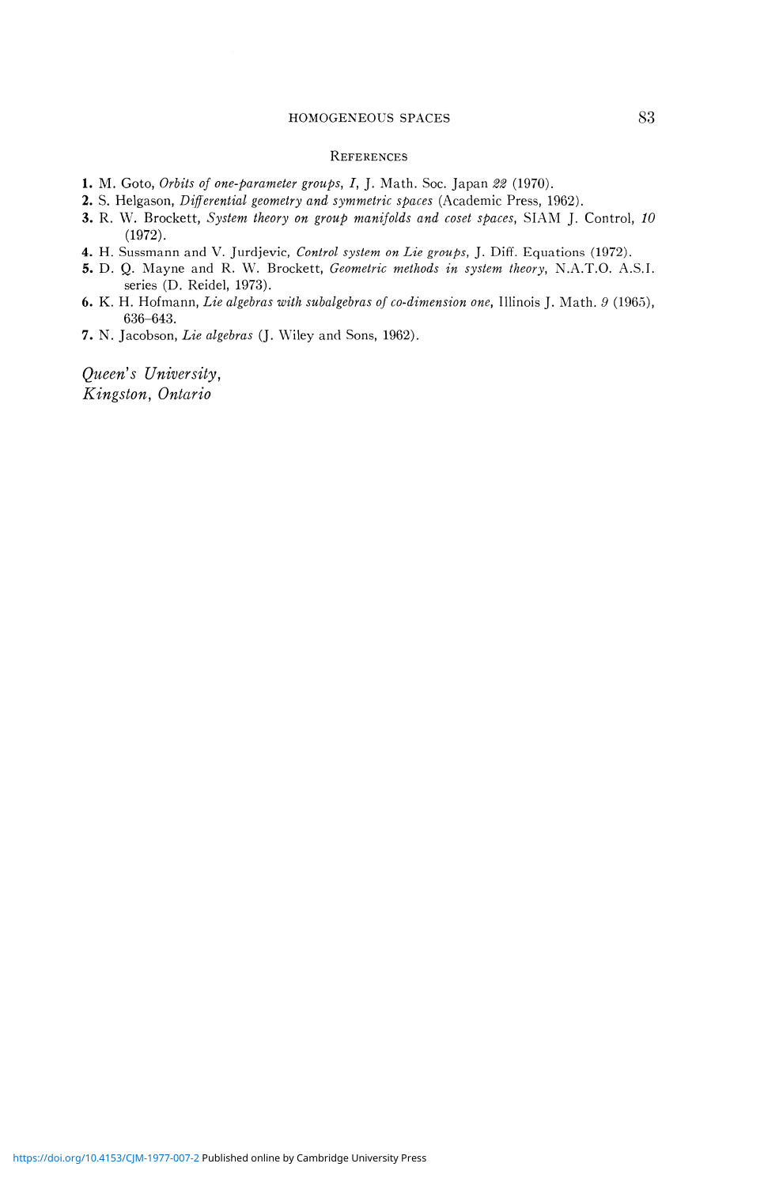## References

1. M. Goto, *Orbits of one-parameter groups, I*, J. Math. Soc. Japan *22* (1970).
2. S. Helgason, *Differential geometry and symmetric spaces* (Academic Press, 1962).
3. R. W. Brockett, *System theory on group manifolds and coset spaces*, SIAM J. Control, *10* (1972).
4. H. Sussmann and V. Jurdjevic, *Control system on Lie groups*, J. Diff. Equations (1972).
5. D. Q. Mayne and R. W. Brockett, *Geometric methods in system theory*, N.A.T.O. A.S.I. series (D. Reidel, 1973).
6. K. H. Hofmann, *Lie algebras with subalgebras of co-dimension one*, Illinois J. Math. *9* (1965), 636–643.
7. N. Jacobson, *Lie algebras* (J. Wiley and Sons, 1962).

*Queen's University,*
*Kingston, Ontario*